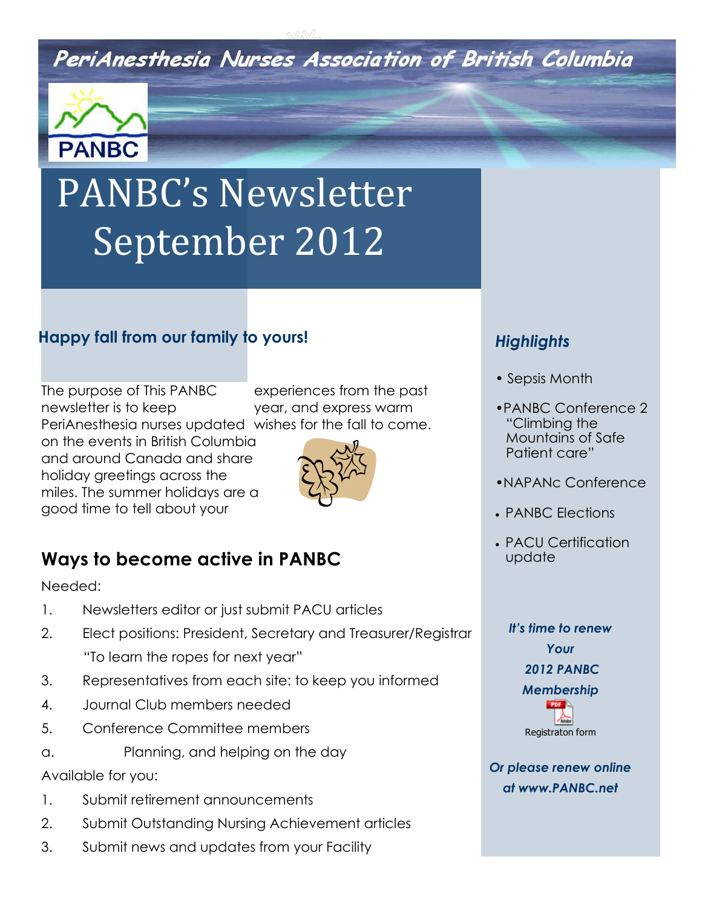# PeriAnesthesia Nurses Association of British Columbia

PANBC

# PANBC's Newsletter September 2012

## Happy fall from our family to yours!

The purpose of This PANBC newsletter is to keep PeriAnesthesia nurses updated on the events in British Columbia and around Canada and share holiday greetings across the miles. The summer holidays are a good time to tell about your experiences from the past year, and express warm wishes for the fall to come.

## Ways to become active in PANBC

Needed:

1. Newsletters editor or just submit PACU articles
2. Elect positions: President, Secretary and Treasurer/Registrar "To learn the ropes for next year"
3. Representatives from each site: to keep you informed
4. Journal Club members needed
5. Conference Committee members
   a. Planning, and helping on the day

Available for you:

1. Submit retirement announcements
2. Submit Outstanding Nursing Achievement articles
3. Submit news and updates from your Facility

### *Highlights*

- Sepsis Month
- PANBC Conference 2 "Climbing the Mountains of Safe Patient care"
- NAPANc Conference
- PANBC Elections
- PACU Certification update

***It's time to renew Your 2012 PANBC Membership***

Registraton form

***Or please renew online at www.PANBC.net***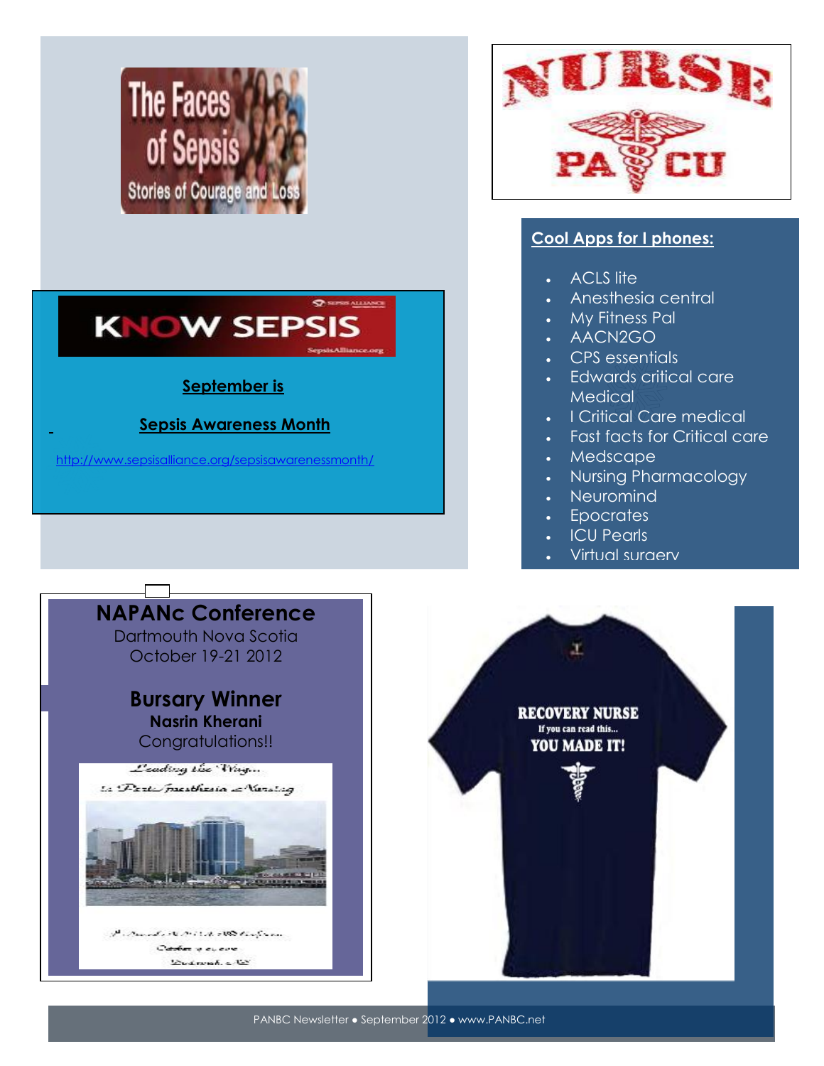The Faces of Sepsis

Stories of Courage and Loss

NURSE

PACU

KNOW SEPSIS

**September is**

**Sepsis Awareness Month**

http://www.sepsisalliance.org/sepsisawarenessmonth/

## Cool Apps for I phones:

- ACLS lite
- Anesthesia central
- My Fitness Pal
- AACN2GO
- CPS essentials
- Edwards critical care Medical
- I Critical Care medical
- Fast facts for Critical care
- Medscape
- Nursing Pharmacology
- Neuromind
- Epocrates
- ICU Pearls
- Virtual surgery

## NAPANc Conference

Dartmouth Nova Scotia

October 19-21 2012

### Bursary Winner

**Nasrin Kherani**

Congratulations!!

Leading the Way...

in PeriAnesthesia Nursing

RECOVERY NURSE

If you can read this...

YOU MADE IT!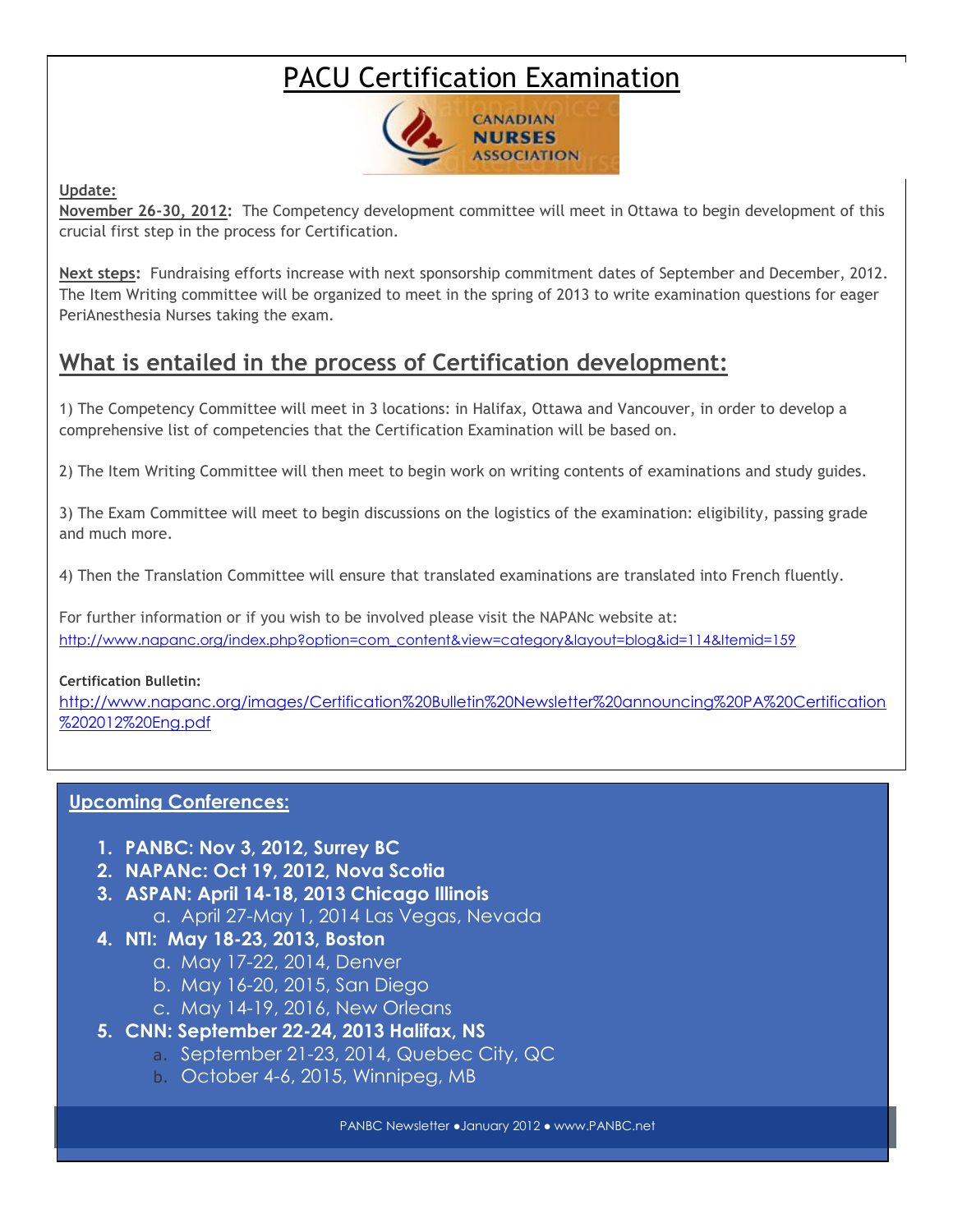# PACU Certification Examination

**Update:**

**November 26-30, 2012:** The Competency development committee will meet in Ottawa to begin development of this crucial first step in the process for Certification.

**Next steps:** Fundraising efforts increase with next sponsorship commitment dates of September and December, 2012. The Item Writing committee will be organized to meet in the spring of 2013 to write examination questions for eager PeriAnesthesia Nurses taking the exam.

## What is entailed in the process of Certification development:

1) The Competency Committee will meet in 3 locations: in Halifax, Ottawa and Vancouver, in order to develop a comprehensive list of competencies that the Certification Examination will be based on.

2) The Item Writing Committee will then meet to begin work on writing contents of examinations and study guides.

3) The Exam Committee will meet to begin discussions on the logistics of the examination: eligibility, passing grade and much more.

4) Then the Translation Committee will ensure that translated examinations are translated into French fluently.

For further information or if you wish to be involved please visit the NAPANc website at:
http://www.napanc.org/index.php?option=com_content&view=category&layout=blog&id=114&Itemid=159

**Certification Bulletin:**
http://www.napanc.org/images/Certification%20Bulletin%20Newsletter%20announcing%20PA%20Certification%202012%20Eng.pdf

## Upcoming Conferences:

1. **PANBC: Nov 3, 2012, Surrey BC**
2. **NAPANc: Oct 19, 2012, Nova Scotia**
3. **ASPAN: April 14-18, 2013 Chicago Illinois**
   a. April 27-May 1, 2014 Las Vegas, Nevada
4. **NTI: May 18-23, 2013, Boston**
   a. May 17-22, 2014, Denver
   b. May 16-20, 2015, San Diego
   c. May 14-19, 2016, New Orleans
5. **CNN: September 22-24, 2013 Halifax, NS**
   a. September 21-23, 2014, Quebec City, QC
   b. October 4-6, 2015, Winnipeg, MB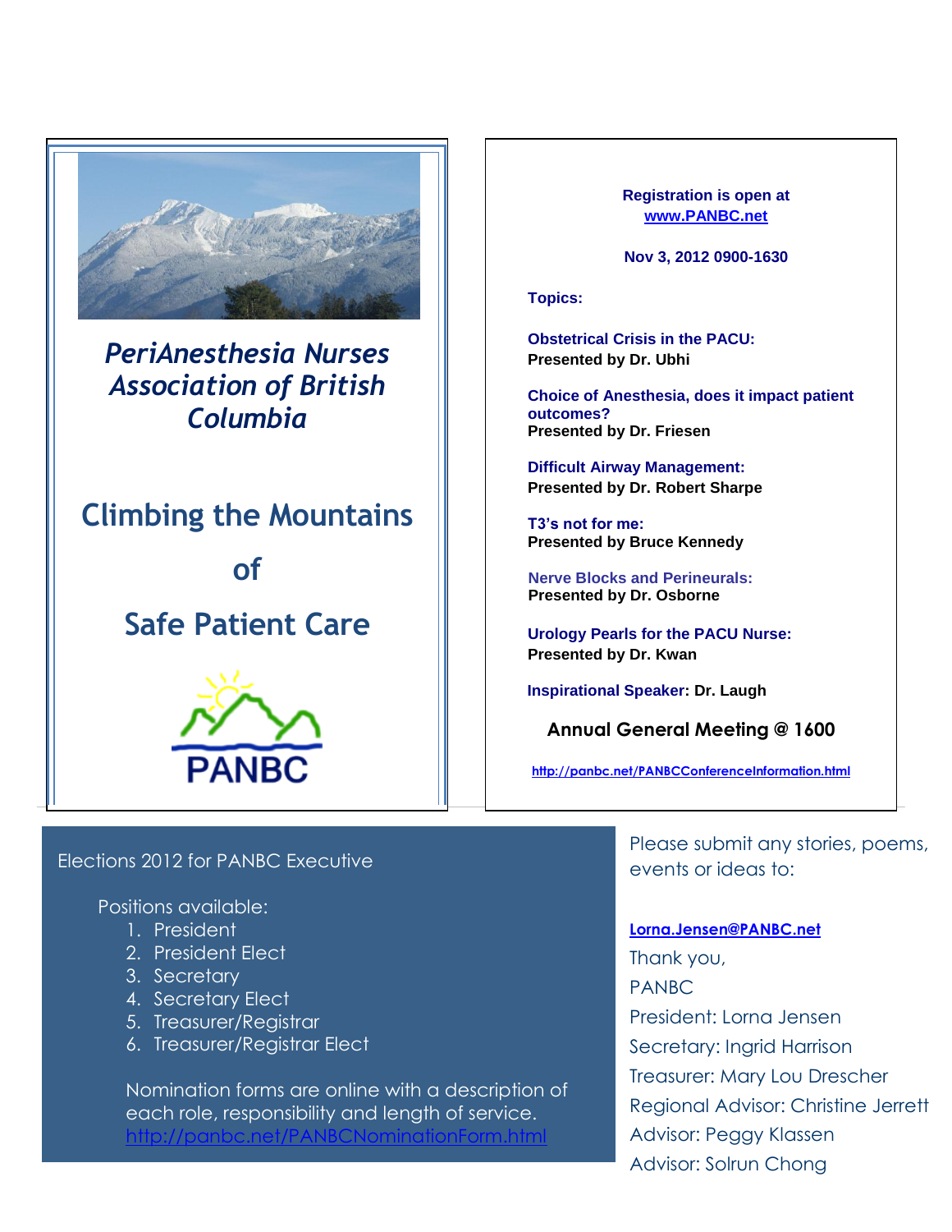*PeriAnesthesia Nurses Association of British Columbia*

## Climbing the Mountains of Safe Patient Care

PANBC

**Registration is open at [www.PANBC.net](http://www.PANBC.net)**

**Nov 3, 2012 0900-1630**

**Topics:**

**Obstetrical Crisis in the PACU:**
**Presented by Dr. Ubhi**

**Choice of Anesthesia, does it impact patient outcomes?**
**Presented by Dr. Friesen**

**Difficult Airway Management:**
**Presented by Dr. Robert Sharpe**

**T3's not for me:**
**Presented by Bruce Kennedy**

**Nerve Blocks and Perineurals:**
**Presented by Dr. Osborne**

**Urology Pearls for the PACU Nurse:**
**Presented by Dr. Kwan**

**Inspirational Speaker: Dr. Laugh**

**Annual General Meeting @ 1600**

http://panbc.net/PANBCConferenceInformation.html

Elections 2012 for PANBC Executive

Positions available:

1. President
2. President Elect
3. Secretary
4. Secretary Elect
5. Treasurer/Registrar
6. Treasurer/Registrar Elect

Nomination forms are online with a description of each role, responsibility and length of service. http://panbc.net/PANBCNominationForm.html

Please submit any stories, poems, events or ideas to:

Lorna.Jensen@PANBC.net

Thank you,
PANBC
President: Lorna Jensen
Secretary: Ingrid Harrison
Treasurer: Mary Lou Drescher
Regional Advisor: Christine Jerrett
Advisor: Peggy Klassen
Advisor: Solrun Chong